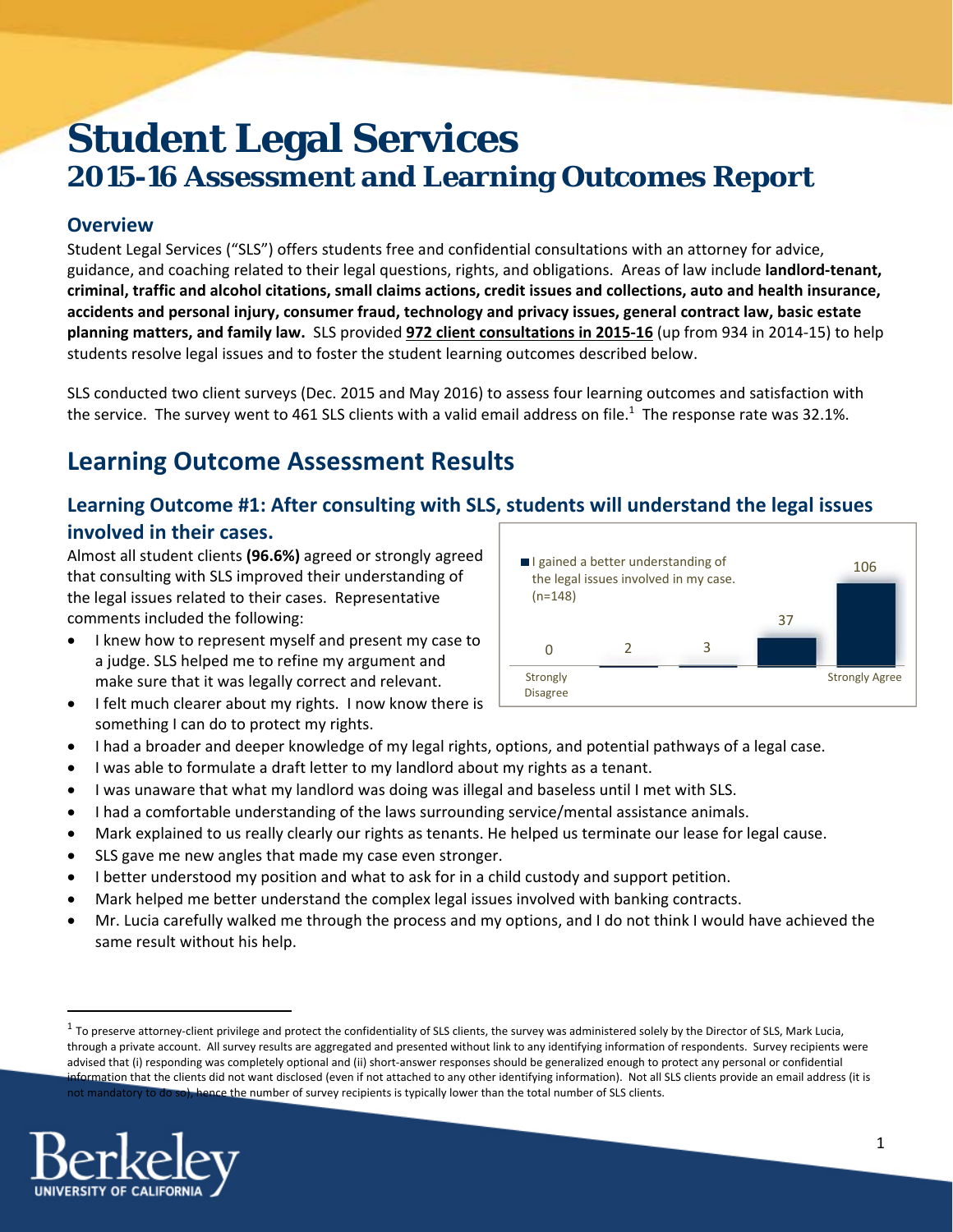# Student Legal Services

## 2015-16 Assessment and Learning Outcomes Report

### Overview

Student Legal Services ("SLS") offers students free and confidential consultations with an attorney for advice, guidance, and coaching related to their legal questions, rights, and obligations. Areas of law include **landlord-tenant, criminal, traffic and alcohol citations, small claims actions, credit issues and collections, auto and health insurance, accidents and personal injury, consumer fraud, technology and privacy issues, general contract law, basic estate planning matters, and family law.** SLS provided **972 client consultations in 2015-16** (up from 934 in 2014-15) to help students resolve legal issues and to foster the student learning outcomes described below.

SLS conducted two client surveys (Dec. 2015 and May 2016) to assess four learning outcomes and satisfaction with the service. The survey went to 461 SLS clients with a valid email address on file.[1] The response rate was 32.1%.

## Learning Outcome Assessment Results

### Learning Outcome #1: After consulting with SLS, students will understand the legal issues involved in their cases.

Almost all student clients **(96.6%)** agreed or strongly agreed that consulting with SLS improved their understanding of the legal issues related to their cases. Representative comments included the following:

| I gained a better understanding of the legal issues involved in my case. (n=148) | |
|---|---|
| Strongly Disagree | 0 |
| | 2 |
| | 3 |
| | 37 |
| Strongly Agree | 106 |

- I knew how to represent myself and present my case to a judge. SLS helped me to refine my argument and make sure that it was legally correct and relevant.
- I felt much clearer about my rights. I now know there is something I can do to protect my rights.
- I had a broader and deeper knowledge of my legal rights, options, and potential pathways of a legal case.
- I was able to formulate a draft letter to my landlord about my rights as a tenant.
- I was unaware that what my landlord was doing was illegal and baseless until I met with SLS.
- I had a comfortable understanding of the laws surrounding service/mental assistance animals.
- Mark explained to us really clearly our rights as tenants. He helped us terminate our lease for legal cause.
- SLS gave me new angles that made my case even stronger.
- I better understood my position and what to ask for in a child custody and support petition.
- Mark helped me better understand the complex legal issues involved with banking contracts.
- Mr. Lucia carefully walked me through the process and my options, and I do not think I would have achieved the same result without his help.

---

[1] To preserve attorney-client privilege and protect the confidentiality of SLS clients, the survey was administered solely by the Director of SLS, Mark Lucia, through a private account. All survey results are aggregated and presented without link to any identifying information of respondents. Survey recipients were advised that (i) responding was completely optional and (ii) short-answer responses should be generalized enough to protect any personal or confidential information that the clients did not want disclosed (even if not attached to any other identifying information). Not all SLS clients provide an email address (it is not mandatory to do so), hence the number of survey recipients is typically lower than the total number of SLS clients.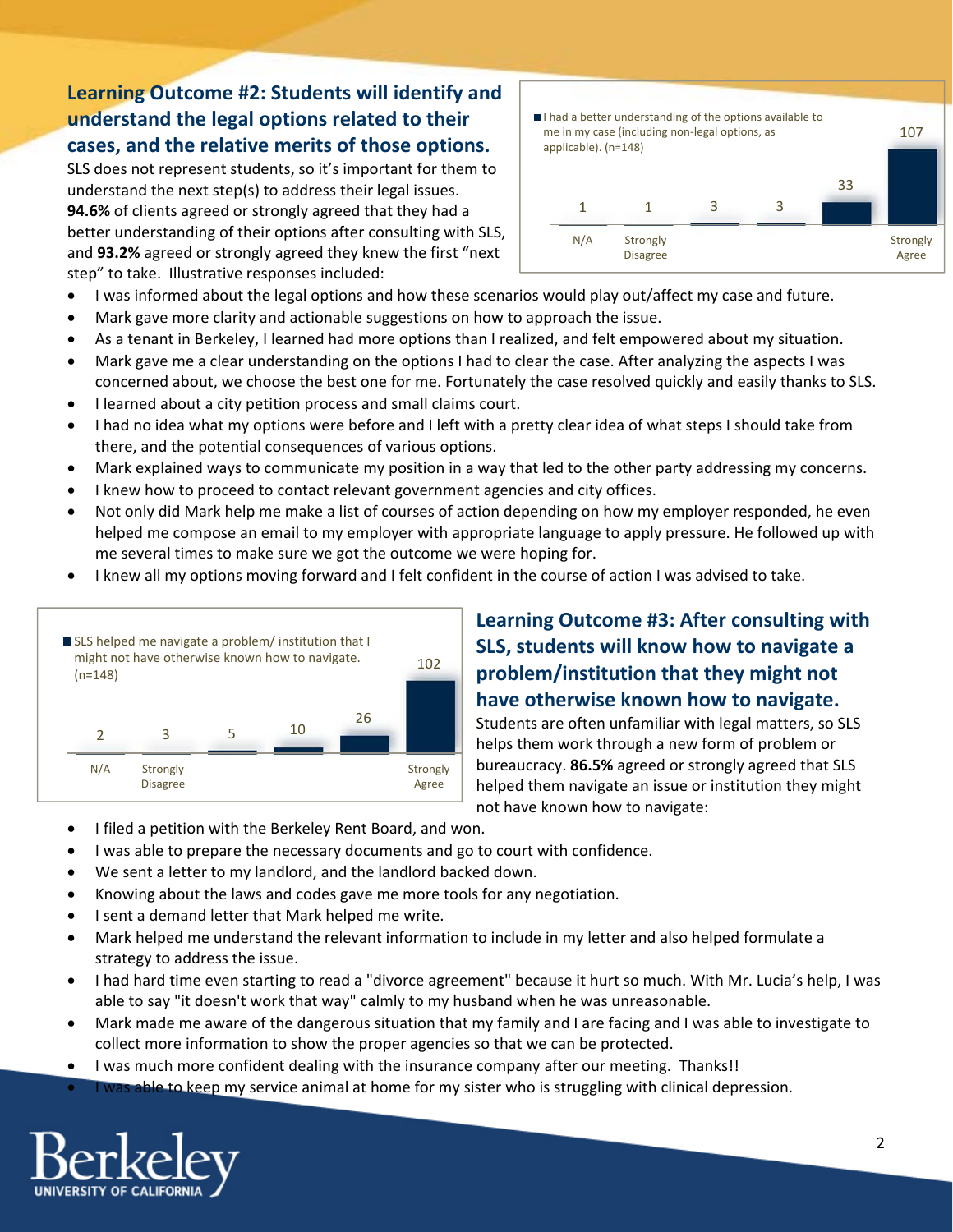## Learning Outcome #2: Students will identify and understand the legal options related to their cases, and the relative merits of those options.

SLS does not represent students, so it's important for them to understand the next step(s) to address their legal issues. **94.6%** of clients agreed or strongly agreed that they had a better understanding of their options after consulting with SLS, and **93.2%** agreed or strongly agreed they knew the first "next step" to take. Illustrative responses included:

I had a better understanding of the options available to me in my case (including non-legal options, as applicable). (n=148)

| N/A | Strongly Disagree | | | | Strongly Agree |
|---|---|---|---|---|---|
| 1 | 1 | 3 | 3 | 33 | 107 |

- I was informed about the legal options and how these scenarios would play out/affect my case and future.
- Mark gave more clarity and actionable suggestions on how to approach the issue.
- As a tenant in Berkeley, I learned had more options than I realized, and felt empowered about my situation.
- Mark gave me a clear understanding on the options I had to clear the case. After analyzing the aspects I was concerned about, we choose the best one for me. Fortunately the case resolved quickly and easily thanks to SLS.
- I learned about a city petition process and small claims court.
- I had no idea what my options were before and I left with a pretty clear idea of what steps I should take from there, and the potential consequences of various options.
- Mark explained ways to communicate my position in a way that led to the other party addressing my concerns.
- I knew how to proceed to contact relevant government agencies and city offices.
- Not only did Mark help me make a list of courses of action depending on how my employer responded, he even helped me compose an email to my employer with appropriate language to apply pressure. He followed up with me several times to make sure we got the outcome we were hoping for.
- I knew all my options moving forward and I felt confident in the course of action I was advised to take.

## Learning Outcome #3: After consulting with SLS, students will know how to navigate a problem/institution that they might not have otherwise known how to navigate.

Students are often unfamiliar with legal matters, so SLS helps them work through a new form of problem or bureaucracy. **86.5%** agreed or strongly agreed that SLS helped them navigate an issue or institution they might not have known how to navigate:

SLS helped me navigate a problem/ institution that I might not have otherwise known how to navigate. (n=148)

| N/A | Strongly Disagree | | | | Strongly Agree |
|---|---|---|---|---|---|
| 2 | 3 | 5 | 10 | 26 | 102 |

- I filed a petition with the Berkeley Rent Board, and won.
- I was able to prepare the necessary documents and go to court with confidence.
- We sent a letter to my landlord, and the landlord backed down.
- Knowing about the laws and codes gave me more tools for any negotiation.
- I sent a demand letter that Mark helped me write.
- Mark helped me understand the relevant information to include in my letter and also helped formulate a strategy to address the issue.
- I had hard time even starting to read a "divorce agreement" because it hurt so much. With Mr. Lucia's help, I was able to say "it doesn't work that way" calmly to my husband when he was unreasonable.
- Mark made me aware of the dangerous situation that my family and I are facing and I was able to investigate to collect more information to show the proper agencies so that we can be protected.
- I was much more confident dealing with the insurance company after our meeting. Thanks!!
- I was able to keep my service animal at home for my sister who is struggling with clinical depression.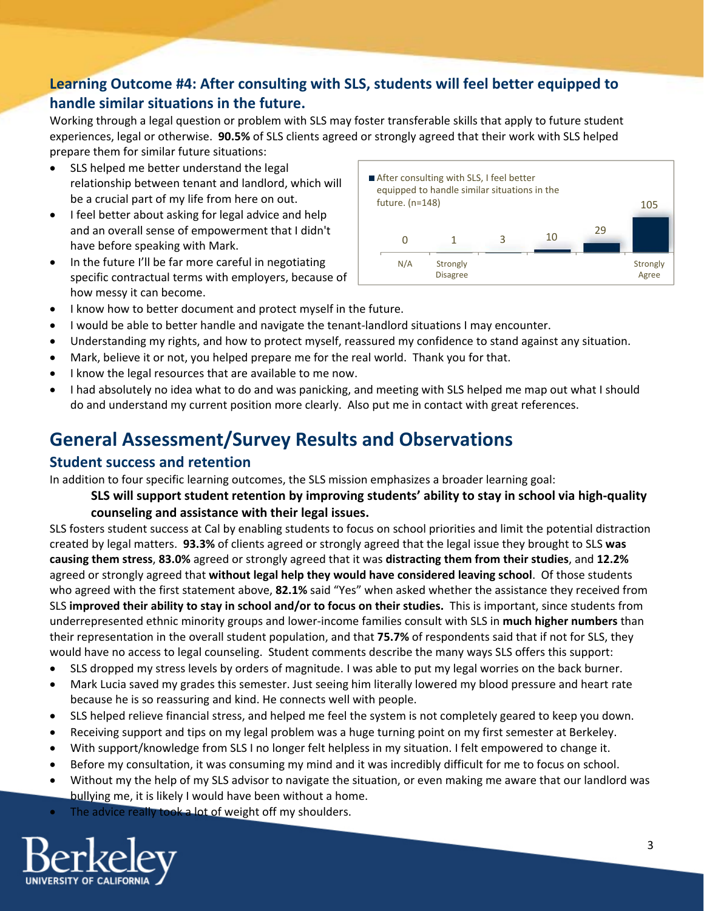## Learning Outcome #4: After consulting with SLS, students will feel better equipped to handle similar situations in the future.

Working through a legal question or problem with SLS may foster transferable skills that apply to future student experiences, legal or otherwise. **90.5%** of SLS clients agreed or strongly agreed that their work with SLS helped prepare them for similar future situations:

After consulting with SLS, I feel better equipped to handle similar situations in the future. (n=148)

| N/A | Strongly Disagree | | | | Strongly Agree |
|---|---|---|---|---|---|
| 0 | 1 | 3 | 10 | 29 | 105 |

- SLS helped me better understand the legal relationship between tenant and landlord, which will be a crucial part of my life from here on out.
- I feel better about asking for legal advice and help and an overall sense of empowerment that I didn't have before speaking with Mark.
- In the future I'll be far more careful in negotiating specific contractual terms with employers, because of how messy it can become.
- I know how to better document and protect myself in the future.
- I would be able to better handle and navigate the tenant-landlord situations I may encounter.
- Understanding my rights, and how to protect myself, reassured my confidence to stand against any situation.
- Mark, believe it or not, you helped prepare me for the real world. Thank you for that.
- I know the legal resources that are available to me now.
- I had absolutely no idea what to do and was panicking, and meeting with SLS helped me map out what I should do and understand my current position more clearly. Also put me in contact with great references.

# General Assessment/Survey Results and Observations

## Student success and retention

In addition to four specific learning outcomes, the SLS mission emphasizes a broader learning goal:

> **SLS will support student retention by improving students' ability to stay in school via high-quality counseling and assistance with their legal issues.**

SLS fosters student success at Cal by enabling students to focus on school priorities and limit the potential distraction created by legal matters. **93.3%** of clients agreed or strongly agreed that the legal issue they brought to SLS **was causing them stress**, **83.0%** agreed or strongly agreed that it was **distracting them from their studies**, and **12.2%** agreed or strongly agreed that **without legal help they would have considered leaving school**. Of those students who agreed with the first statement above, **82.1%** said "Yes" when asked whether the assistance they received from SLS **improved their ability to stay in school and/or to focus on their studies.** This is important, since students from underrepresented ethnic minority groups and lower-income families consult with SLS in **much higher numbers** than their representation in the overall student population, and that **75.7%** of respondents said that if not for SLS, they would have no access to legal counseling. Student comments describe the many ways SLS offers this support:

- SLS dropped my stress levels by orders of magnitude. I was able to put my legal worries on the back burner.
- Mark Lucia saved my grades this semester. Just seeing him literally lowered my blood pressure and heart rate because he is so reassuring and kind. He connects well with people.
- SLS helped relieve financial stress, and helped me feel the system is not completely geared to keep you down.
- Receiving support and tips on my legal problem was a huge turning point on my first semester at Berkeley.
- With support/knowledge from SLS I no longer felt helpless in my situation. I felt empowered to change it.
- Before my consultation, it was consuming my mind and it was incredibly difficult for me to focus on school.
- Without my the help of my SLS advisor to navigate the situation, or even making me aware that our landlord was bullying me, it is likely I would have been without a home.
- The advice really took a lot of weight off my shoulders.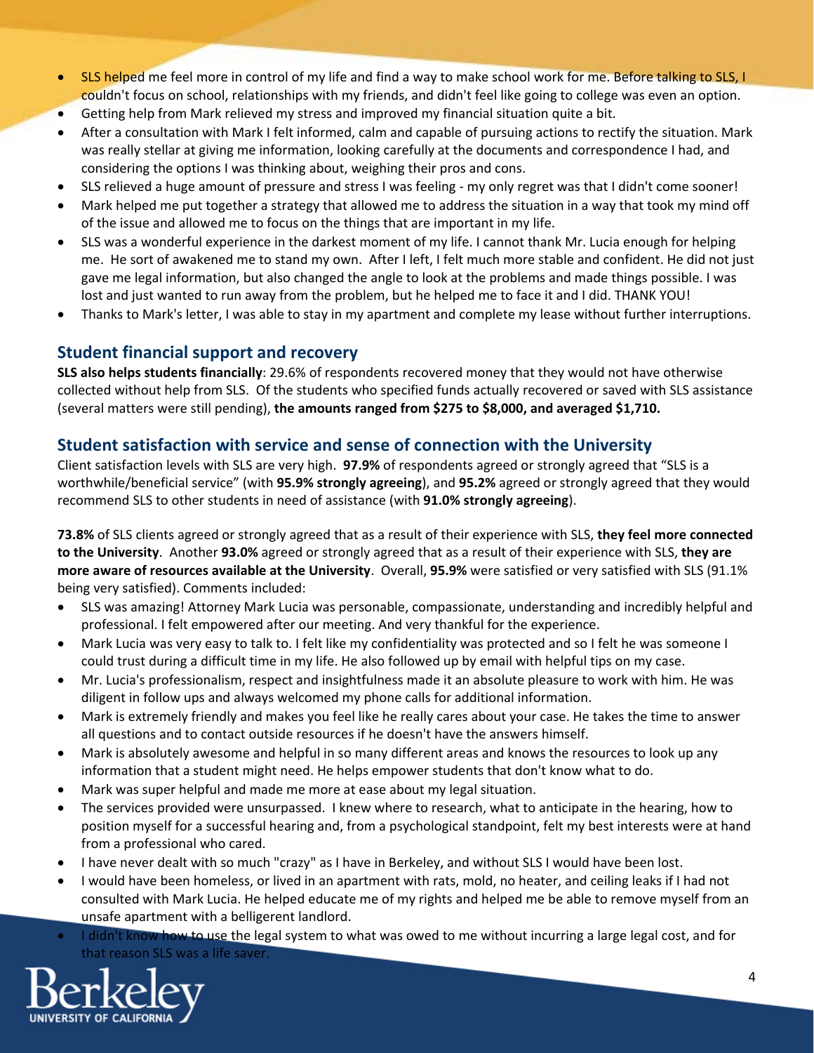- SLS helped me feel more in control of my life and find a way to make school work for me. Before talking to SLS, I couldn't focus on school, relationships with my friends, and didn't feel like going to college was even an option.
- Getting help from Mark relieved my stress and improved my financial situation quite a bit.
- After a consultation with Mark I felt informed, calm and capable of pursuing actions to rectify the situation. Mark was really stellar at giving me information, looking carefully at the documents and correspondence I had, and considering the options I was thinking about, weighing their pros and cons.
- SLS relieved a huge amount of pressure and stress I was feeling - my only regret was that I didn't come sooner!
- Mark helped me put together a strategy that allowed me to address the situation in a way that took my mind off of the issue and allowed me to focus on the things that are important in my life.
- SLS was a wonderful experience in the darkest moment of my life. I cannot thank Mr. Lucia enough for helping me. He sort of awakened me to stand my own. After I left, I felt much more stable and confident. He did not just gave me legal information, but also changed the angle to look at the problems and made things possible. I was lost and just wanted to run away from the problem, but he helped me to face it and I did. THANK YOU!
- Thanks to Mark's letter, I was able to stay in my apartment and complete my lease without further interruptions.

## Student financial support and recovery

**SLS also helps students financially**: 29.6% of respondents recovered money that they would not have otherwise collected without help from SLS. Of the students who specified funds actually recovered or saved with SLS assistance (several matters were still pending), **the amounts ranged from $275 to $8,000, and averaged $1,710.**

## Student satisfaction with service and sense of connection with the University

Client satisfaction levels with SLS are very high. **97.9%** of respondents agreed or strongly agreed that "SLS is a worthwhile/beneficial service" (with **95.9% strongly agreeing**), and **95.2%** agreed or strongly agreed that they would recommend SLS to other students in need of assistance (with **91.0% strongly agreeing**).

**73.8%** of SLS clients agreed or strongly agreed that as a result of their experience with SLS, **they feel more connected to the University**. Another **93.0%** agreed or strongly agreed that as a result of their experience with SLS, **they are more aware of resources available at the University**. Overall, **95.9%** were satisfied or very satisfied with SLS (91.1% being very satisfied). Comments included:

- SLS was amazing! Attorney Mark Lucia was personable, compassionate, understanding and incredibly helpful and professional. I felt empowered after our meeting. And very thankful for the experience.
- Mark Lucia was very easy to talk to. I felt like my confidentiality was protected and so I felt he was someone I could trust during a difficult time in my life. He also followed up by email with helpful tips on my case.
- Mr. Lucia's professionalism, respect and insightfulness made it an absolute pleasure to work with him. He was diligent in follow ups and always welcomed my phone calls for additional information.
- Mark is extremely friendly and makes you feel like he really cares about your case. He takes the time to answer all questions and to contact outside resources if he doesn't have the answers himself.
- Mark is absolutely awesome and helpful in so many different areas and knows the resources to look up any information that a student might need. He helps empower students that don't know what to do.
- Mark was super helpful and made me more at ease about my legal situation.
- The services provided were unsurpassed. I knew where to research, what to anticipate in the hearing, how to position myself for a successful hearing and, from a psychological standpoint, felt my best interests were at hand from a professional who cared.
- I have never dealt with so much "crazy" as I have in Berkeley, and without SLS I would have been lost.
- I would have been homeless, or lived in an apartment with rats, mold, no heater, and ceiling leaks if I had not consulted with Mark Lucia. He helped educate me of my rights and helped me be able to remove myself from an unsafe apartment with a belligerent landlord.
- I didn't know how to use the legal system to what was owed to me without incurring a large legal cost, and for that reason SLS was a life saver.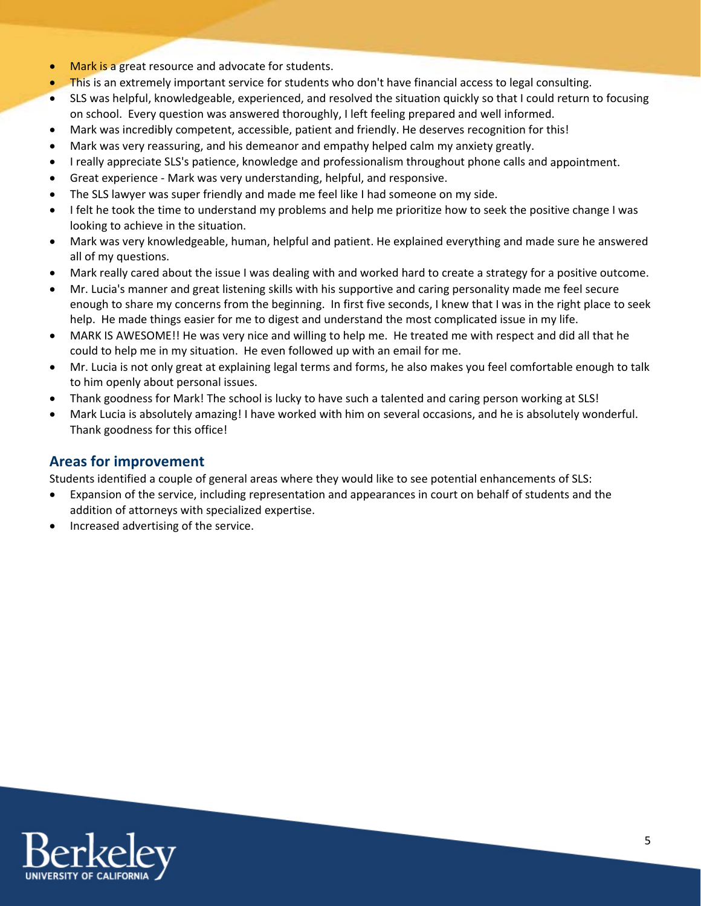- Mark is a great resource and advocate for students.
- This is an extremely important service for students who don't have financial access to legal consulting.
- SLS was helpful, knowledgeable, experienced, and resolved the situation quickly so that I could return to focusing on school. Every question was answered thoroughly, I left feeling prepared and well informed.
- Mark was incredibly competent, accessible, patient and friendly. He deserves recognition for this!
- Mark was very reassuring, and his demeanor and empathy helped calm my anxiety greatly.
- I really appreciate SLS's patience, knowledge and professionalism throughout phone calls and appointment.
- Great experience - Mark was very understanding, helpful, and responsive.
- The SLS lawyer was super friendly and made me feel like I had someone on my side.
- I felt he took the time to understand my problems and help me prioritize how to seek the positive change I was looking to achieve in the situation.
- Mark was very knowledgeable, human, helpful and patient. He explained everything and made sure he answered all of my questions.
- Mark really cared about the issue I was dealing with and worked hard to create a strategy for a positive outcome.
- Mr. Lucia's manner and great listening skills with his supportive and caring personality made me feel secure enough to share my concerns from the beginning. In first five seconds, I knew that I was in the right place to seek help. He made things easier for me to digest and understand the most complicated issue in my life.
- MARK IS AWESOME!! He was very nice and willing to help me. He treated me with respect and did all that he could to help me in my situation. He even followed up with an email for me.
- Mr. Lucia is not only great at explaining legal terms and forms, he also makes you feel comfortable enough to talk to him openly about personal issues.
- Thank goodness for Mark! The school is lucky to have such a talented and caring person working at SLS!
- Mark Lucia is absolutely amazing! I have worked with him on several occasions, and he is absolutely wonderful. Thank goodness for this office!

## Areas for improvement

Students identified a couple of general areas where they would like to see potential enhancements of SLS:

- Expansion of the service, including representation and appearances in court on behalf of students and the addition of attorneys with specialized expertise.
- Increased advertising of the service.